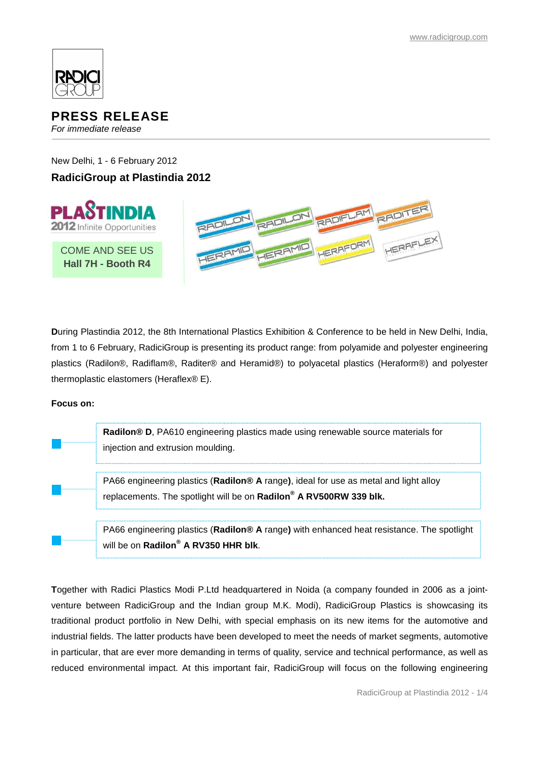www.radicigroup.com

RADICI GROUP

# PRESS RELEASE

*For immediate release*

---

New Delhi, 1 - 6 February 2012

## RadiciGroup at Plastindia 2012

PLASTINDIA 2012 Infinite Opportunities

COME AND SEE US
**Hall 7H - Booth R4**

RADILON RADILON RADIFLAM RADITER HERAMID HERAMID HERAFORM HERAFLEX

**D**uring Plastindia 2012, the 8th International Plastics Exhibition & Conference to be held in New Delhi, India, from 1 to 6 February, RadiciGroup is presenting its product range: from polyamide and polyester engineering plastics (Radilon®, Radiflam®, Raditer® and Heramid®) to polyacetal plastics (Heraform®) and polyester thermoplastic elastomers (Heraflex® E).

**Focus on:**

- **Radilon® D**, PA610 engineering plastics made using renewable source materials for injection and extrusion moulding.
- PA66 engineering plastics (**Radilon® A** range**)**, ideal for use as metal and light alloy replacements. The spotlight will be on **Radilon® A RV500RW 339 blk.**
- PA66 engineering plastics (**Radilon® A** range**)** with enhanced heat resistance. The spotlight will be on **Radilon® A RV350 HHR blk**.

**T**ogether with Radici Plastics Modi P.Ltd headquartered in Noida (a company founded in 2006 as a joint-venture between RadiciGroup and the Indian group M.K. Modi), RadiciGroup Plastics is showcasing its traditional product portfolio in New Delhi, with special emphasis on its new items for the automotive and industrial fields. The latter products have been developed to meet the needs of market segments, automotive in particular, that are ever more demanding in terms of quality, service and technical performance, as well as reduced environmental impact. At this important fair, RadiciGroup will focus on the following engineering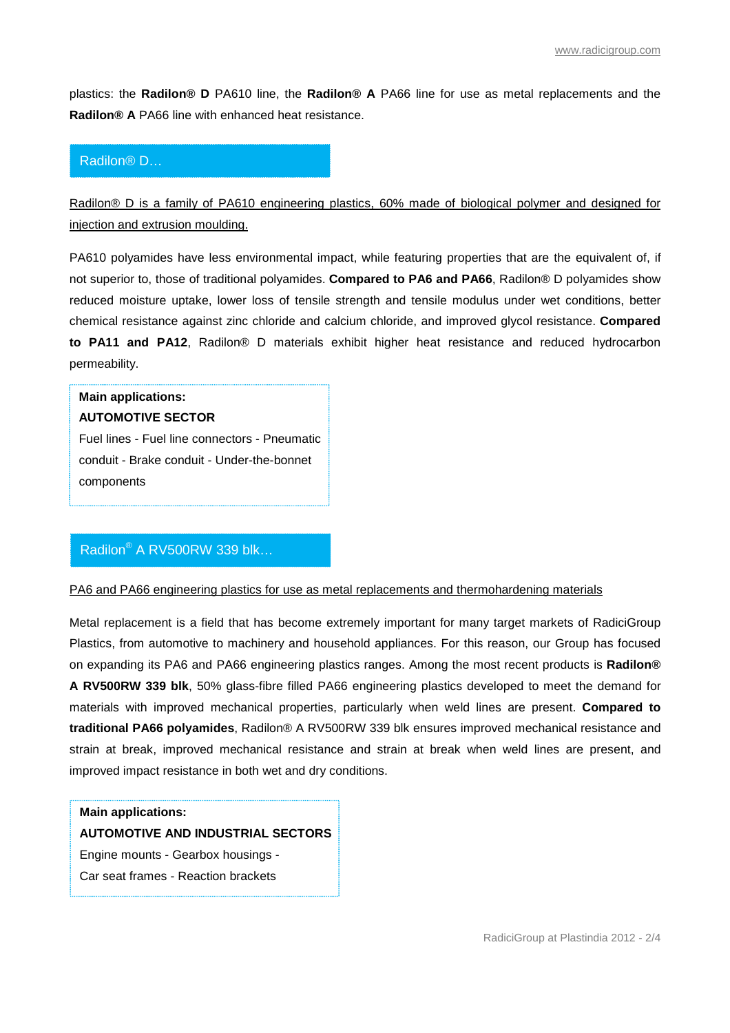plastics: the **Radilon® D** PA610 line, the **Radilon® A** PA66 line for use as metal replacements and the **Radilon® A** PA66 line with enhanced heat resistance.

## Radilon® D…

Radilon® D is a family of PA610 engineering plastics, 60% made of biological polymer and designed for injection and extrusion moulding.

PA610 polyamides have less environmental impact, while featuring properties that are the equivalent of, if not superior to, those of traditional polyamides. **Compared to PA6 and PA66**, Radilon® D polyamides show reduced moisture uptake, lower loss of tensile strength and tensile modulus under wet conditions, better chemical resistance against zinc chloride and calcium chloride, and improved glycol resistance. **Compared to PA11 and PA12**, Radilon® D materials exhibit higher heat resistance and reduced hydrocarbon permeability.

**Main applications:**
**AUTOMOTIVE SECTOR**
Fuel lines - Fuel line connectors - Pneumatic conduit - Brake conduit - Under-the-bonnet components

## Radilon® A RV500RW 339 blk…

PA6 and PA66 engineering plastics for use as metal replacements and thermohardening materials

Metal replacement is a field that has become extremely important for many target markets of RadiciGroup Plastics, from automotive to machinery and household appliances. For this reason, our Group has focused on expanding its PA6 and PA66 engineering plastics ranges. Among the most recent products is **Radilon® A RV500RW 339 blk**, 50% glass-fibre filled PA66 engineering plastics developed to meet the demand for materials with improved mechanical properties, particularly when weld lines are present. **Compared to traditional PA66 polyamides**, Radilon® A RV500RW 339 blk ensures improved mechanical resistance and strain at break, improved mechanical resistance and strain at break when weld lines are present, and improved impact resistance in both wet and dry conditions.

**Main applications:**
**AUTOMOTIVE AND INDUSTRIAL SECTORS**
Engine mounts - Gearbox housings -
Car seat frames - Reaction brackets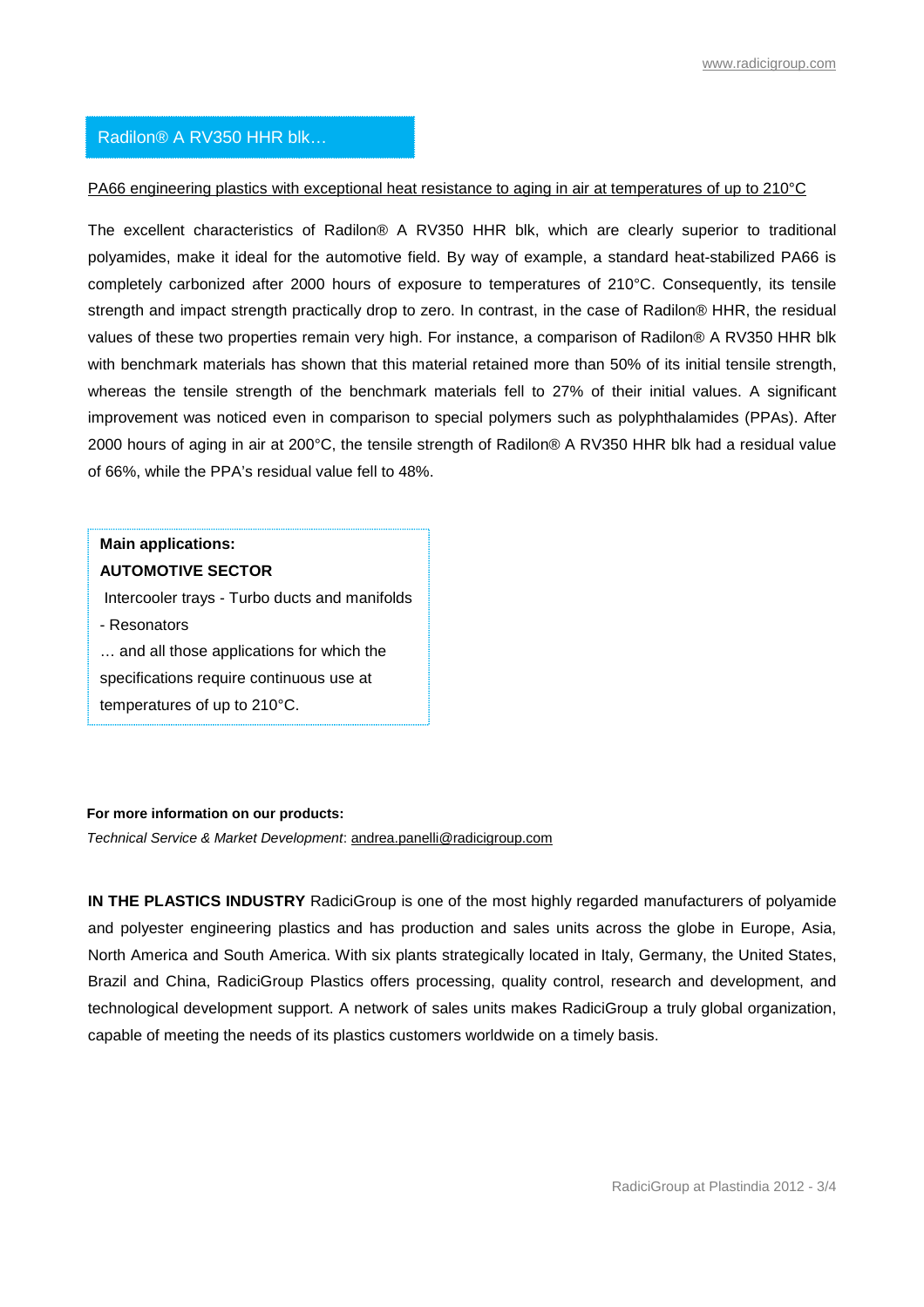## Radilon® A RV350 HHR blk…

PA66 engineering plastics with exceptional heat resistance to aging in air at temperatures of up to 210°C

The excellent characteristics of Radilon® A RV350 HHR blk, which are clearly superior to traditional polyamides, make it ideal for the automotive field. By way of example, a standard heat-stabilized PA66 is completely carbonized after 2000 hours of exposure to temperatures of 210°C. Consequently, its tensile strength and impact strength practically drop to zero. In contrast, in the case of Radilon® HHR, the residual values of these two properties remain very high. For instance, a comparison of Radilon® A RV350 HHR blk with benchmark materials has shown that this material retained more than 50% of its initial tensile strength, whereas the tensile strength of the benchmark materials fell to 27% of their initial values. A significant improvement was noticed even in comparison to special polymers such as polyphthalamides (PPAs). After 2000 hours of aging in air at 200°C, the tensile strength of Radilon® A RV350 HHR blk had a residual value of 66%, while the PPA's residual value fell to 48%.

**Main applications:**

**AUTOMOTIVE SECTOR**

Intercooler trays - Turbo ducts and manifolds - Resonators

… and all those applications for which the specifications require continuous use at temperatures of up to 210°C.

**For more information on our products:**

*Technical Service & Market Development*: andrea.panelli@radicigroup.com

**IN THE PLASTICS INDUSTRY** RadiciGroup is one of the most highly regarded manufacturers of polyamide and polyester engineering plastics and has production and sales units across the globe in Europe, Asia, North America and South America. With six plants strategically located in Italy, Germany, the United States, Brazil and China, RadiciGroup Plastics offers processing, quality control, research and development, and technological development support. A network of sales units makes RadiciGroup a truly global organization, capable of meeting the needs of its plastics customers worldwide on a timely basis.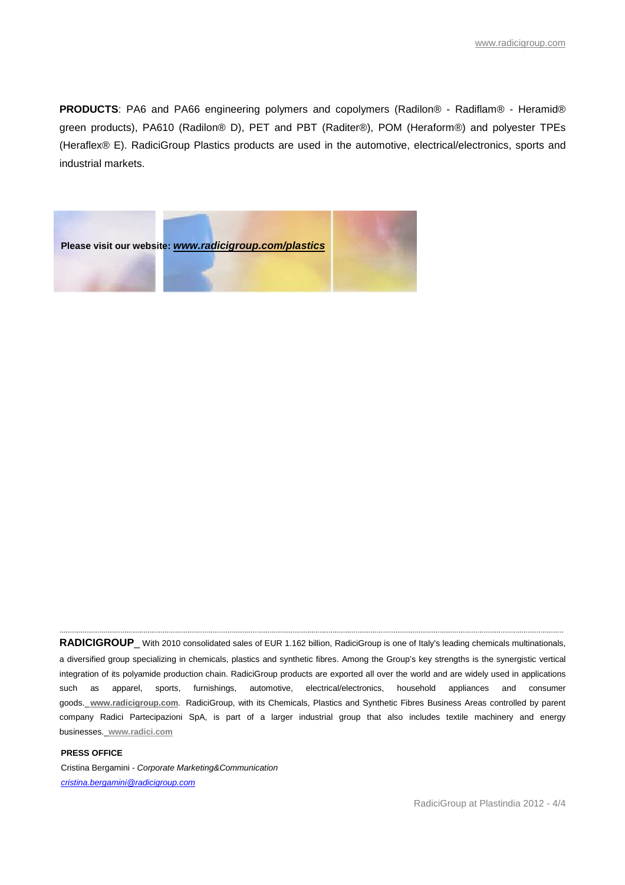**PRODUCTS**: PA6 and PA66 engineering polymers and copolymers (Radilon® - Radiflam® - Heramid® green products), PA610 (Radilon® D), PET and PBT (Raditer®), POM (Heraform®) and polyester TPEs (Heraflex® E). RadiciGroup Plastics products are used in the automotive, electrical/electronics, sports and industrial markets.

**Please visit our website: *www.radicigroup.com/plastics***

---

**RADICIGROUP_** With 2010 consolidated sales of EUR 1.162 billion, RadiciGroup is one of Italy's leading chemicals multinationals, a diversified group specializing in chemicals, plastics and synthetic fibres. Among the Group's key strengths is the synergistic vertical integration of its polyamide production chain. RadiciGroup products are exported all over the world and are widely used in applications such as apparel, sports, furnishings, automotive, electrical/electronics, household appliances and consumer goods. **www.radicigroup.com**. RadiciGroup, with its Chemicals, Plastics and Synthetic Fibres Business Areas controlled by parent company Radici Partecipazioni SpA, is part of a larger industrial group that also includes textile machinery and energy businesses. **www.radici.com**

**PRESS OFFICE**

Cristina Bergamini - *Corporate Marketing&Communication*

*cristina.bergamini@radicigroup.com*